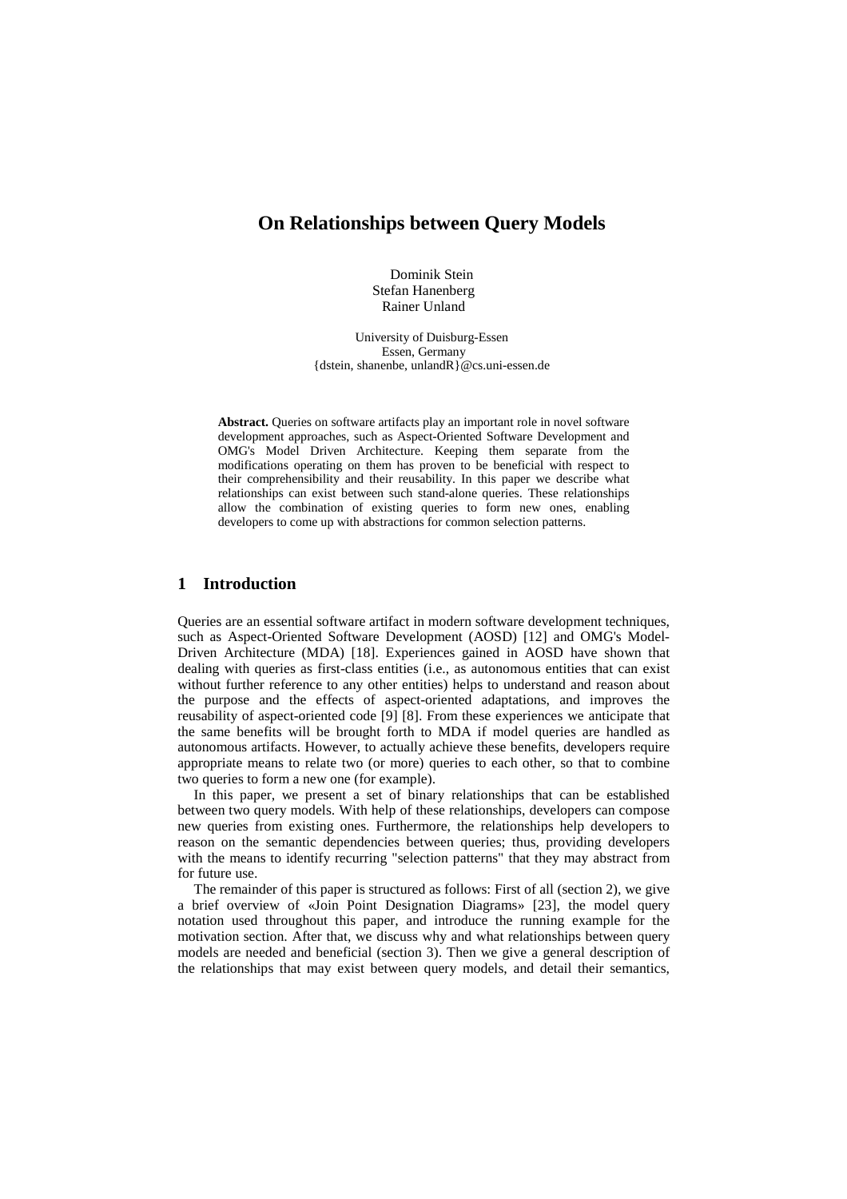# On Relationships between Query Models

Dominik Stein
Stefan Hanenberg
Rainer Unland

University of Duisburg-Essen
Essen, Germany
{dstein, shanenbe, unlandR}@cs.uni-essen.de

**Abstract.** Queries on software artifacts play an important role in novel software development approaches, such as Aspect-Oriented Software Development and OMG's Model Driven Architecture. Keeping them separate from the modifications operating on them has proven to be beneficial with respect to their comprehensibility and their reusability. In this paper we describe what relationships can exist between such stand-alone queries. These relationships allow the combination of existing queries to form new ones, enabling developers to come up with abstractions for common selection patterns.

## 1 Introduction

Queries are an essential software artifact in modern software development techniques, such as Aspect-Oriented Software Development (AOSD) [12] and OMG's Model-Driven Architecture (MDA) [18]. Experiences gained in AOSD have shown that dealing with queries as first-class entities (i.e., as autonomous entities that can exist without further reference to any other entities) helps to understand and reason about the purpose and the effects of aspect-oriented adaptations, and improves the reusability of aspect-oriented code [9] [8]. From these experiences we anticipate that the same benefits will be brought forth to MDA if model queries are handled as autonomous artifacts. However, to actually achieve these benefits, developers require appropriate means to relate two (or more) queries to each other, so that to combine two queries to form a new one (for example).

In this paper, we present a set of binary relationships that can be established between two query models. With help of these relationships, developers can compose new queries from existing ones. Furthermore, the relationships help developers to reason on the semantic dependencies between queries; thus, providing developers with the means to identify recurring "selection patterns" that they may abstract from for future use.

The remainder of this paper is structured as follows: First of all (section 2), we give a brief overview of «Join Point Designation Diagrams» [23], the model query notation used throughout this paper, and introduce the running example for the motivation section. After that, we discuss why and what relationships between query models are needed and beneficial (section 3). Then we give a general description of the relationships that may exist between query models, and detail their semantics,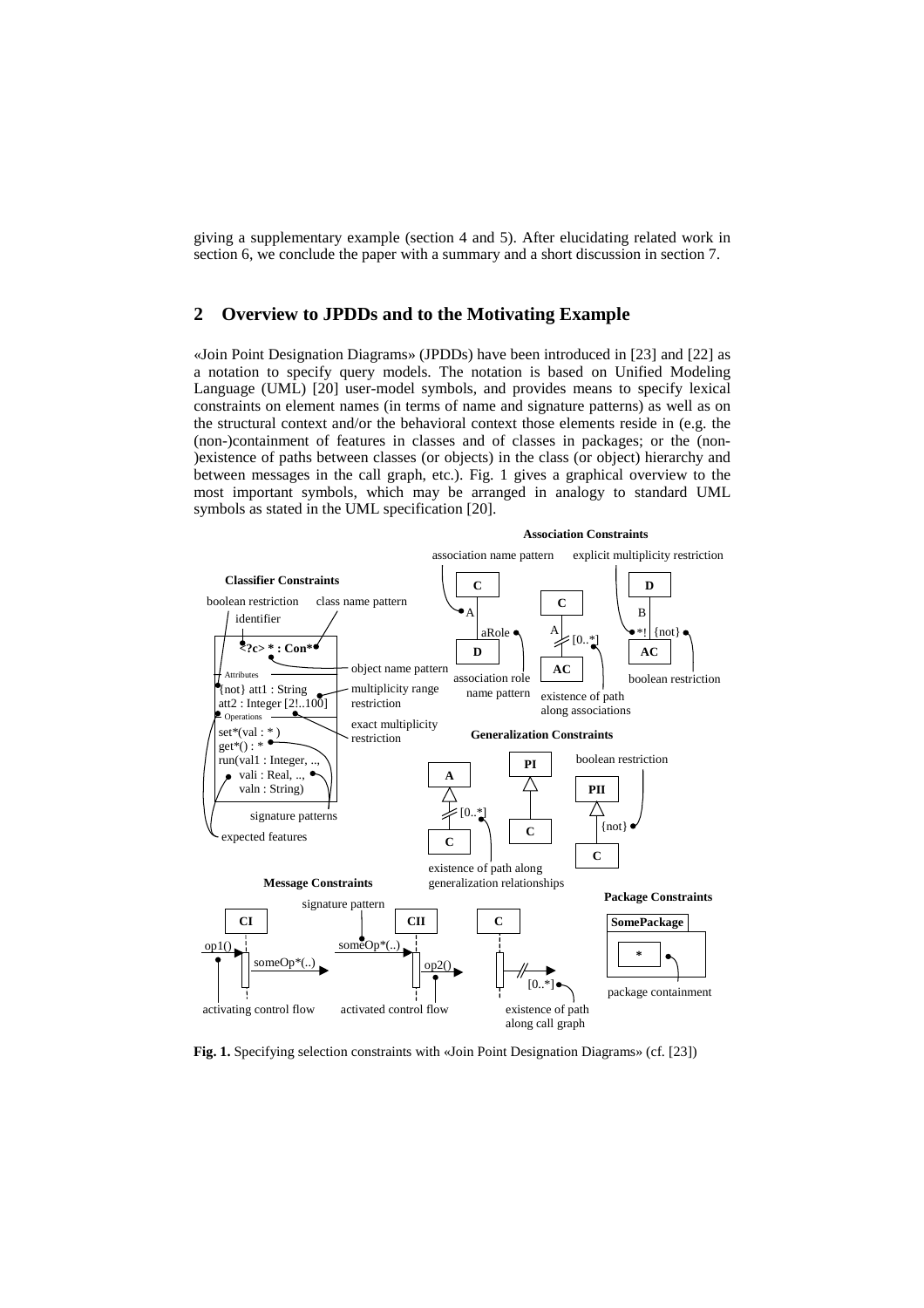giving a supplementary example (section 4 and 5). After elucidating related work in section 6, we conclude the paper with a summary and a short discussion in section 7.

## 2 Overview to JPDDs and to the Motivating Example

«Join Point Designation Diagrams» (JPDDs) have been introduced in [23] and [22] as a notation to specify query models. The notation is based on Unified Modeling Language (UML) [20] user-model symbols, and provides means to specify lexical constraints on element names (in terms of name and signature patterns) as well as on the structural context and/or the behavioral context those elements reside in (e.g. the (non-)containment of features in classes and of classes in packages; or the (non-)existence of paths between classes (or objects) in the class (or object) hierarchy and between messages in the call graph, etc.). Fig. 1 gives a graphical overview to the most important symbols, which may be arranged in analogy to standard UML symbols as stated in the UML specification [20].

**Fig. 1.** Specifying selection constraints with «Join Point Designation Diagrams» (cf. [23])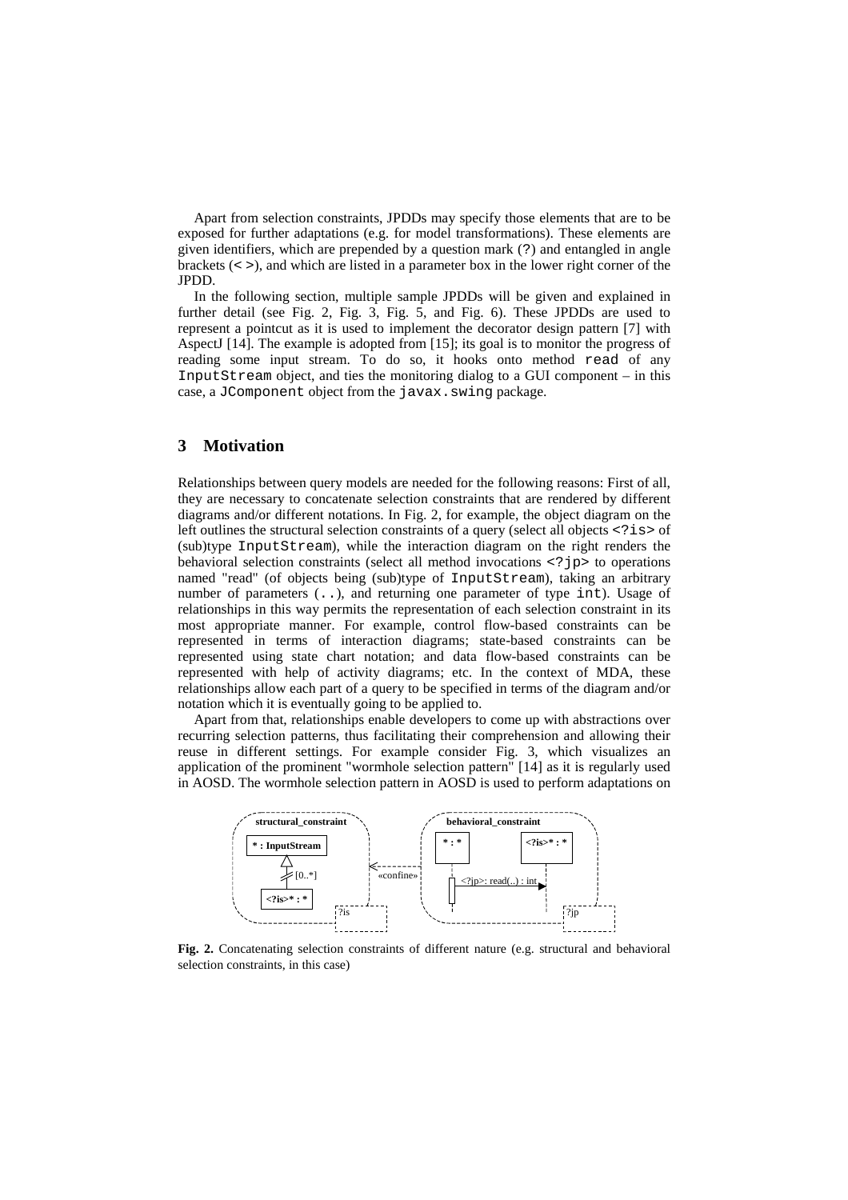Apart from selection constraints, JPDDs may specify those elements that are to be exposed for further adaptations (e.g. for model transformations). These elements are given identifiers, which are prepended by a question mark (?) and entangled in angle brackets (< >), and which are listed in a parameter box in the lower right corner of the JPDD.

In the following section, multiple sample JPDDs will be given and explained in further detail (see Fig. 2, Fig. 3, Fig. 5, and Fig. 6). These JPDDs are used to represent a pointcut as it is used to implement the decorator design pattern [7] with AspectJ [14]. The example is adopted from [15]; its goal is to monitor the progress of reading some input stream. To do so, it hooks onto method `read` of any `InputStream` object, and ties the monitoring dialog to a GUI component – in this case, a `JComponent` object from the `javax.swing` package.

## 3 Motivation

Relationships between query models are needed for the following reasons: First of all, they are necessary to concatenate selection constraints that are rendered by different diagrams and/or different notations. In Fig. 2, for example, the object diagram on the left outlines the structural selection constraints of a query (select all objects `<?is>` of (sub)type `InputStream`), while the interaction diagram on the right renders the behavioral selection constraints (select all method invocations `<?jp>` to operations named "read" (of objects being (sub)type of `InputStream`), taking an arbitrary number of parameters (`..`), and returning one parameter of type `int`). Usage of relationships in this way permits the representation of each selection constraint in its most appropriate manner. For example, control flow-based constraints can be represented in terms of interaction diagrams; state-based constraints can be represented using state chart notation; and data flow-based constraints can be represented with help of activity diagrams; etc. In the context of MDA, these relationships allow each part of a query to be specified in terms of the diagram and/or notation which it is eventually going to be applied to.

Apart from that, relationships enable developers to come up with abstractions over recurring selection patterns, thus facilitating their comprehension and allowing their reuse in different settings. For example consider Fig. 3, which visualizes an application of the prominent "wormhole selection pattern" [14] as it is regularly used in AOSD. The wormhole selection pattern in AOSD is used to perform adaptations on

**Fig. 2.** Concatenating selection constraints of different nature (e.g. structural and behavioral selection constraints, in this case)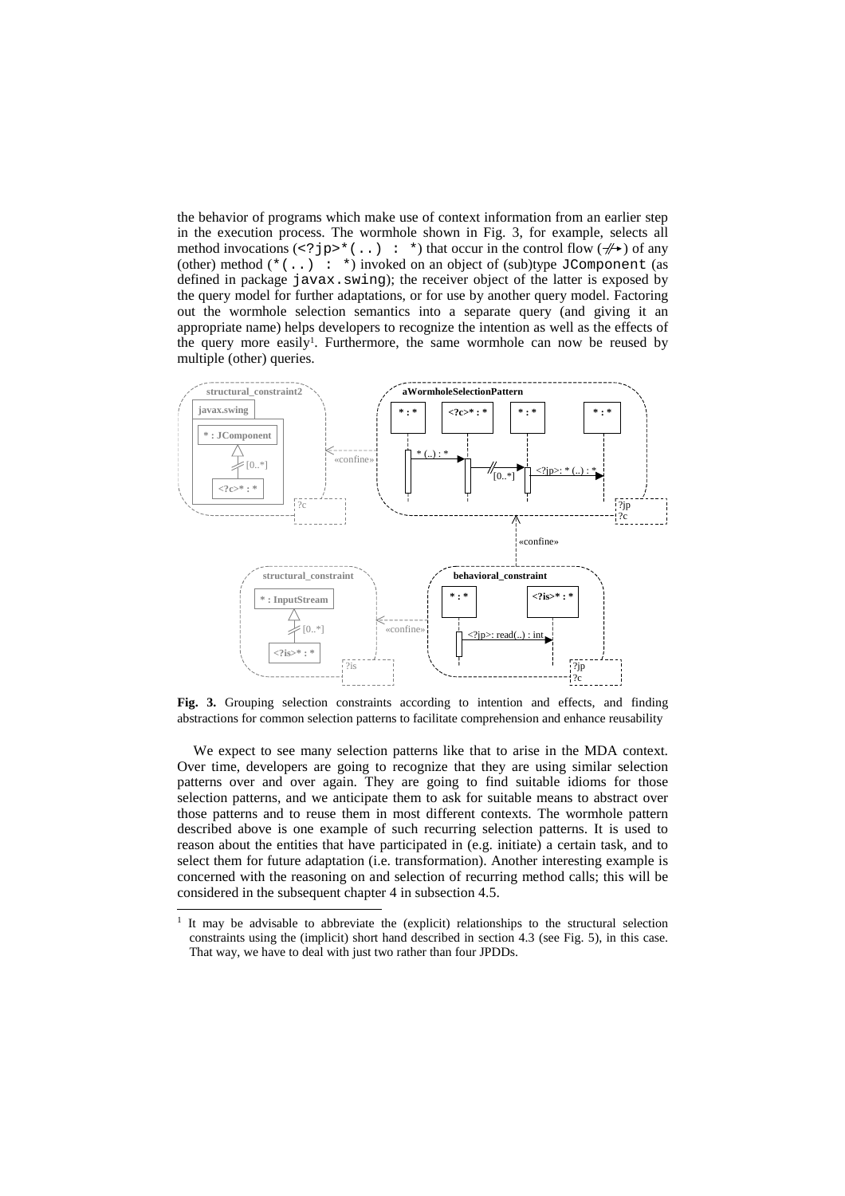the behavior of programs which make use of context information from an earlier step in the execution process. The wormhole shown in Fig. 3, for example, selects all method invocations (`<?jp>*(..) : *`) that occur in the control flow (⫽→) of any (other) method (`*(..) : *`) invoked on an object of (sub)type `JComponent` (as defined in package `javax.swing`); the receiver object of the latter is exposed by the query model for further adaptations, or for use by another query model. Factoring out the wormhole selection semantics into a separate query (and giving it an appropriate name) helps developers to recognize the intention as well as the effects of the query more easily[1]. Furthermore, the same wormhole can now be reused by multiple (other) queries.

**Fig. 3.** Grouping selection constraints according to intention and effects, and finding abstractions for common selection patterns to facilitate comprehension and enhance reusability

We expect to see many selection patterns like that to arise in the MDA context. Over time, developers are going to recognize that they are using similar selection patterns over and over again. They are going to find suitable idioms for those selection patterns, and we anticipate them to ask for suitable means to abstract over those patterns and to reuse them in most different contexts. The wormhole pattern described above is one example of such recurring selection patterns. It is used to reason about the entities that have participated in (e.g. initiate) a certain task, and to select them for future adaptation (i.e. transformation). Another interesting example is concerned with the reasoning on and selection of recurring method calls; this will be considered in the subsequent chapter 4 in subsection 4.5.

---

[1] It may be advisable to abbreviate the (explicit) relationships to the structural selection constraints using the (implicit) short hand described in section 4.3 (see Fig. 5), in this case. That way, we have to deal with just two rather than four JPDDs.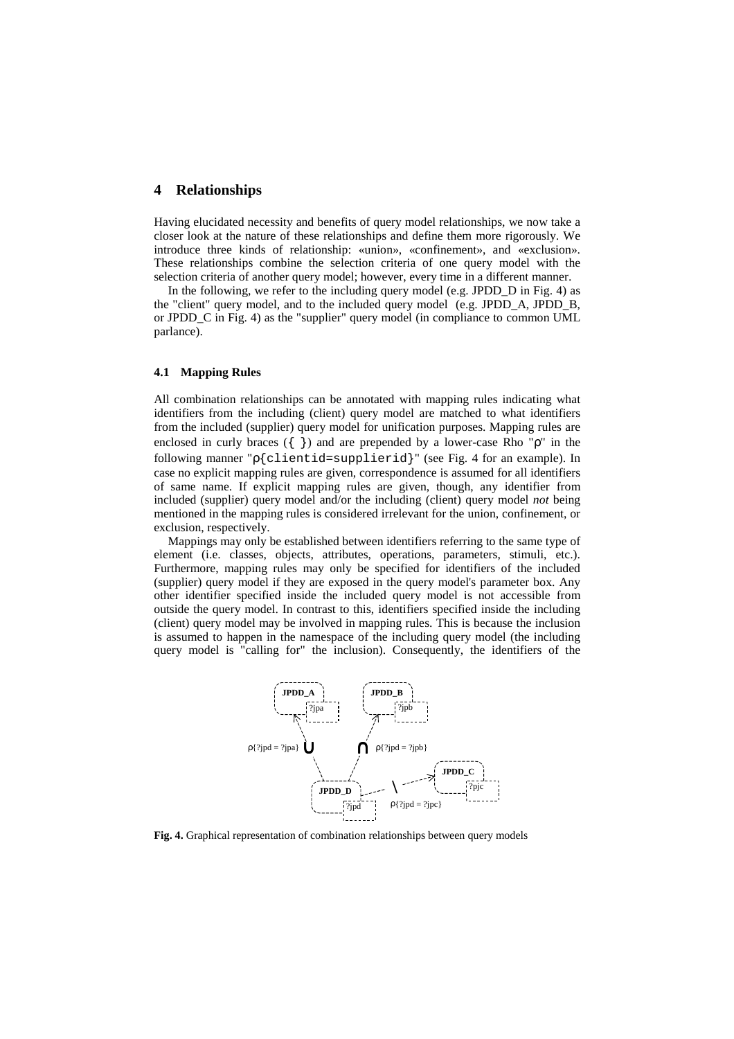## 4 Relationships

Having elucidated necessity and benefits of query model relationships, we now take a closer look at the nature of these relationships and define them more rigorously. We introduce three kinds of relationship: «union», «confinement», and «exclusion». These relationships combine the selection criteria of one query model with the selection criteria of another query model; however, every time in a different manner.

In the following, we refer to the including query model (e.g. JPDD_D in Fig. 4) as the "client" query model, and to the included query model (e.g. JPDD_A, JPDD_B, or JPDD_C in Fig. 4) as the "supplier" query model (in compliance to common UML parlance).

### 4.1 Mapping Rules

All combination relationships can be annotated with mapping rules indicating what identifiers from the including (client) query model are matched to what identifiers from the included (supplier) query model for unification purposes. Mapping rules are enclosed in curly braces (`{ }`) and are prepended by a lower-case Rho "ρ" in the following manner "`ρ{clientid=supplierid}`" (see Fig. 4 for an example). In case no explicit mapping rules are given, correspondence is assumed for all identifiers of same name. If explicit mapping rules are given, though, any identifier from included (supplier) query model and/or the including (client) query model *not* being mentioned in the mapping rules is considered irrelevant for the union, confinement, or exclusion, respectively.

Mappings may only be established between identifiers referring to the same type of element (i.e. classes, objects, attributes, operations, parameters, stimuli, etc.). Furthermore, mapping rules may only be specified for identifiers of the included (supplier) query model if they are exposed in the query model's parameter box. Any other identifier specified inside the included query model is not accessible from outside the query model. In contrast to this, identifiers specified inside the including (client) query model may be involved in mapping rules. This is because the inclusion is assumed to happen in the namespace of the including query model (the including query model is "calling for" the inclusion). Consequently, the identifiers of the

**Fig. 4.** Graphical representation of combination relationships between query models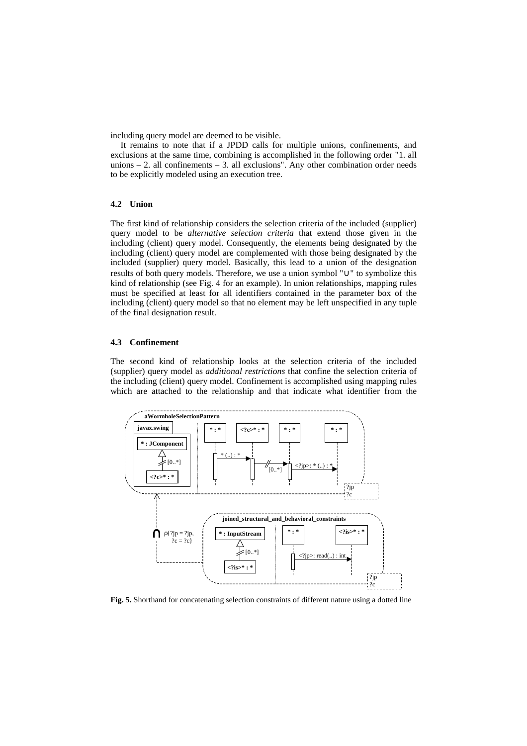including query model are deemed to be visible.

It remains to note that if a JPDD calls for multiple unions, confinements, and exclusions at the same time, combining is accomplished in the following order "1. all unions – 2. all confinements – 3. all exclusions". Any other combination order needs to be explicitly modeled using an execution tree.

### 4.2 Union

The first kind of relationship considers the selection criteria of the included (supplier) query model to be *alternative selection criteria* that extend those given in the including (client) query model. Consequently, the elements being designated by the including (client) query model are complemented with those being designated by the included (supplier) query model. Basically, this lead to a union of the designation results of both query models. Therefore, we use a union symbol "∪" to symbolize this kind of relationship (see Fig. 4 for an example). In union relationships, mapping rules must be specified at least for all identifiers contained in the parameter box of the including (client) query model so that no element may be left unspecified in any tuple of the final designation result.

### 4.3 Confinement

The second kind of relationship looks at the selection criteria of the included (supplier) query model as *additional restrictions* that confine the selection criteria of the including (client) query model. Confinement is accomplished using mapping rules which are attached to the relationship and that indicate what identifier from the

**Fig. 5.** Shorthand for concatenating selection constraints of different nature using a dotted line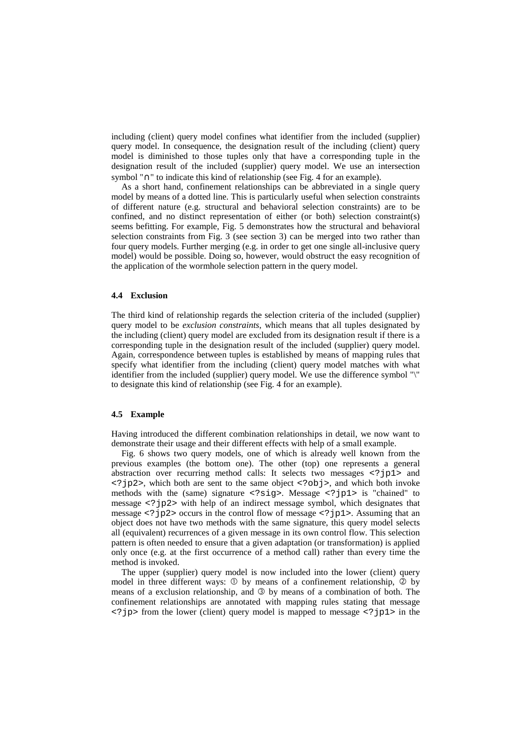including (client) query model confines what identifier from the included (supplier) query model. In consequence, the designation result of the including (client) query model is diminished to those tuples only that have a corresponding tuple in the designation result of the included (supplier) query model. We use an intersection symbol "∩" to indicate this kind of relationship (see Fig. 4 for an example).

As a short hand, confinement relationships can be abbreviated in a single query model by means of a dotted line. This is particularly useful when selection constraints of different nature (e.g. structural and behavioral selection constraints) are to be confined, and no distinct representation of either (or both) selection constraint(s) seems befitting. For example, Fig. 5 demonstrates how the structural and behavioral selection constraints from Fig. 3 (see section 3) can be merged into two rather than four query models. Further merging (e.g. in order to get one single all-inclusive query model) would be possible. Doing so, however, would obstruct the easy recognition of the application of the wormhole selection pattern in the query model.

### 4.4 Exclusion

The third kind of relationship regards the selection criteria of the included (supplier) query model to be *exclusion constraints*, which means that all tuples designated by the including (client) query model are excluded from its designation result if there is a corresponding tuple in the designation result of the included (supplier) query model. Again, correspondence between tuples is established by means of mapping rules that specify what identifier from the including (client) query model matches with what identifier from the included (supplier) query model. We use the difference symbol "\" to designate this kind of relationship (see Fig. 4 for an example).

### 4.5 Example

Having introduced the different combination relationships in detail, we now want to demonstrate their usage and their different effects with help of a small example.

Fig. 6 shows two query models, one of which is already well known from the previous examples (the bottom one). The other (top) one represents a general abstraction over recurring method calls: It selects two messages `<?jp1>` and `<?jp2>`, which both are sent to the same object `<?obj>`, and which both invoke methods with the (same) signature `<?sig>`. Message `<?jp1>` is "chained" to message `<?jp2>` with help of an indirect message symbol, which designates that message `<?jp2>` occurs in the control flow of message `<?jp1>`. Assuming that an object does not have two methods with the same signature, this query model selects all (equivalent) recurrences of a given message in its own control flow. This selection pattern is often needed to ensure that a given adaptation (or transformation) is applied only once (e.g. at the first occurrence of a method call) rather than every time the method is invoked.

The upper (supplier) query model is now included into the lower (client) query model in three different ways: ① by means of a confinement relationship, ② by means of a exclusion relationship, and ③ by means of a combination of both. The confinement relationships are annotated with mapping rules stating that message `<?jp>` from the lower (client) query model is mapped to message `<?jp1>` in the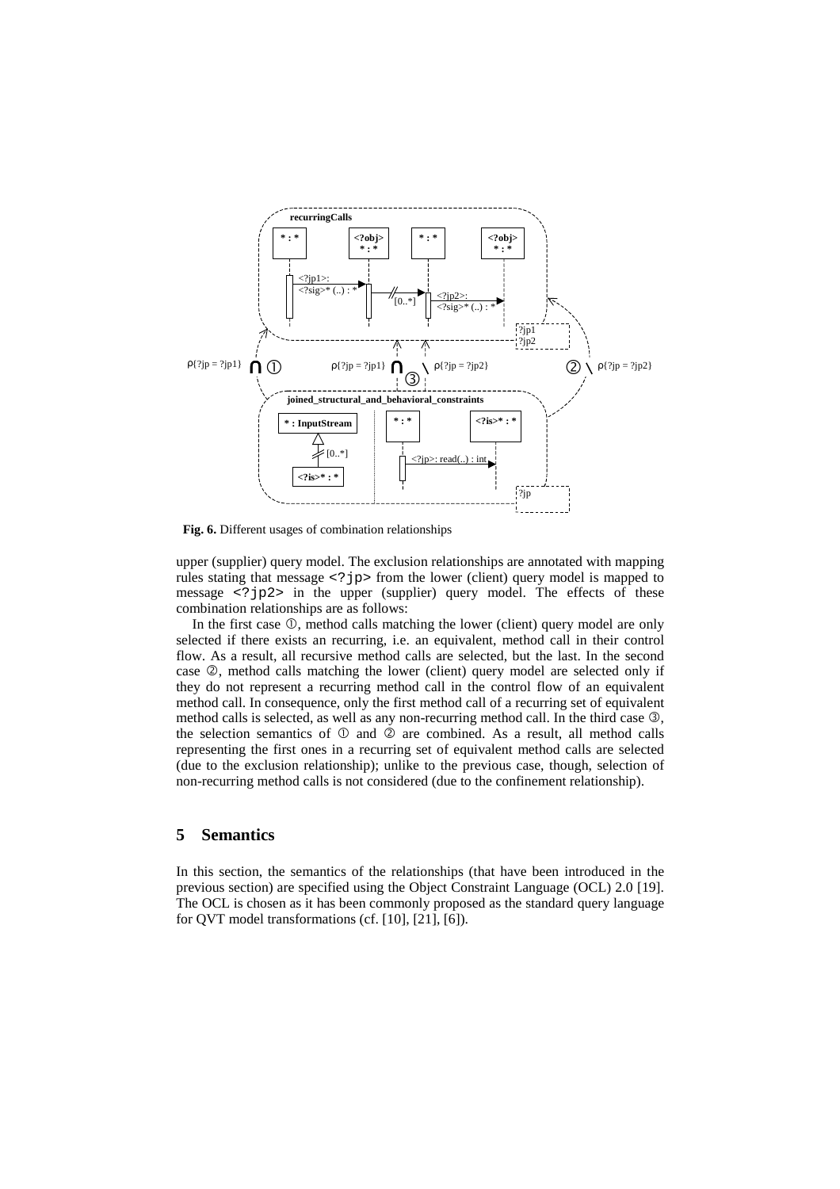**Fig. 6.** Different usages of combination relationships

upper (supplier) query model. The exclusion relationships are annotated with mapping rules stating that message `<?jp>` from the lower (client) query model is mapped to message `<?jp2>` in the upper (supplier) query model. The effects of these combination relationships are as follows:

In the first case ①, method calls matching the lower (client) query model are only selected if there exists an recurring, i.e. an equivalent, method call in their control flow. As a result, all recursive method calls are selected, but the last. In the second case ②, method calls matching the lower (client) query model are selected only if they do not represent a recurring method call in the control flow of an equivalent method call. In consequence, only the first method call of a recurring set of equivalent method calls is selected, as well as any non-recurring method call. In the third case ③, the selection semantics of ① and ② are combined. As a result, all method calls representing the first ones in a recurring set of equivalent method calls are selected (due to the exclusion relationship); unlike to the previous case, though, selection of non-recurring method calls is not considered (due to the confinement relationship).

## 5 Semantics

In this section, the semantics of the relationships (that have been introduced in the previous section) are specified using the Object Constraint Language (OCL) 2.0 [19]. The OCL is chosen as it has been commonly proposed as the standard query language for QVT model transformations (cf. [10], [21], [6]).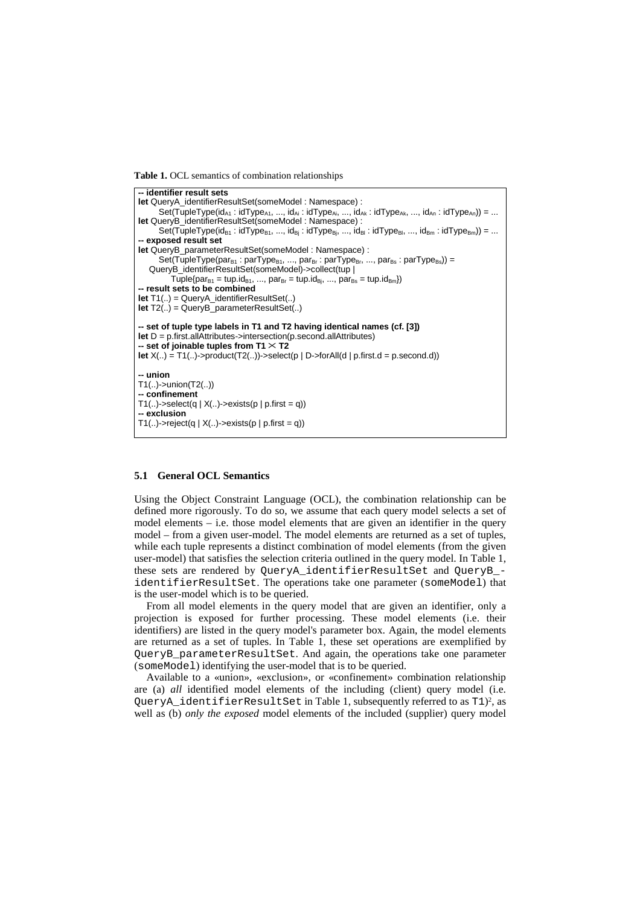**Table 1.** OCL semantics of combination relationships

```
-- identifier result sets
let QueryA_identifierResultSet(someModel : Namespace) :
      Set(TupleType(id_A1 : idType_A1, ..., id_Ai : idType_Ai, ..., id_Ak : idType_Ak, ..., id_An : idType_An)) = ...
let QueryB_identifierResultSet(someModel : Namespace) :
      Set(TupleType(id_B1 : idType_B1, ..., id_Bj : idType_Bj, ..., id_Bl : idType_Bl, ..., id_Bm : idType_Bm)) = ...
-- exposed result set
let QueryB_parameterResultSet(someModel : Namespace) :
      Set(TupleType(par_B1 : parType_B1, ..., par_Br : parType_Br, ..., par_Bs : parType_Bs)) =
   QueryB_identifierResultSet(someModel)->collect(tup |
         Tuple{par_B1 = tup.id_B1, ..., par_Br = tup.id_Bj, ..., par_Bs = tup.id_Bm})
-- result sets to be combined
let T1(..) = QueryA_identifierResultSet(..)
let T2(..) = QueryB_parameterResultSet(..)

-- set of tuple type labels in T1 and T2 having identical names (cf. [3])
let D = p.first.allAttributes->intersection(p.second.allAttributes)
-- set of joinable tuples from T1 × T2
let X(..) = T1(..)->product(T2(..))->select(p | D->forAll(d | p.first.d = p.second.d))

-- union
T1(..)->union(T2(..))
-- confinement
T1(..)->select(q | X(..)->exists(p | p.first = q))
-- exclusion
T1(..)->reject(q | X(..)->exists(p | p.first = q))
```

### 5.1 General OCL Semantics

Using the Object Constraint Language (OCL), the combination relationship can be defined more rigorously. To do so, we assume that each query model selects a set of model elements – i.e. those model elements that are given an identifier in the query model – from a given user-model. The model elements are returned as a set of tuples, while each tuple represents a distinct combination of model elements (from the given user-model) that satisfies the selection criteria outlined in the query model. In Table 1, these sets are rendered by `QueryA_identifierResultSet` and `QueryB_identifierResultSet`. The operations take one parameter (`someModel`) that is the user-model which is to be queried.

From all model elements in the query model that are given an identifier, only a projection is exposed for further processing. These model elements (i.e. their identifiers) are listed in the query model's parameter box. Again, the model elements are returned as a set of tuples. In Table 1, these set operations are exemplified by `QueryB_parameterResultSet`. And again, the operations take one parameter (`someModel`) identifying the user-model that is to be queried.

Available to a «union», «exclusion», or «confinement» combination relationship are (a) *all* identified model elements of the including (client) query model (i.e. `QueryA_identifierResultSet` in Table 1, subsequently referred to as `T1`)[2], as well as (b) *only the exposed* model elements of the included (supplier) query model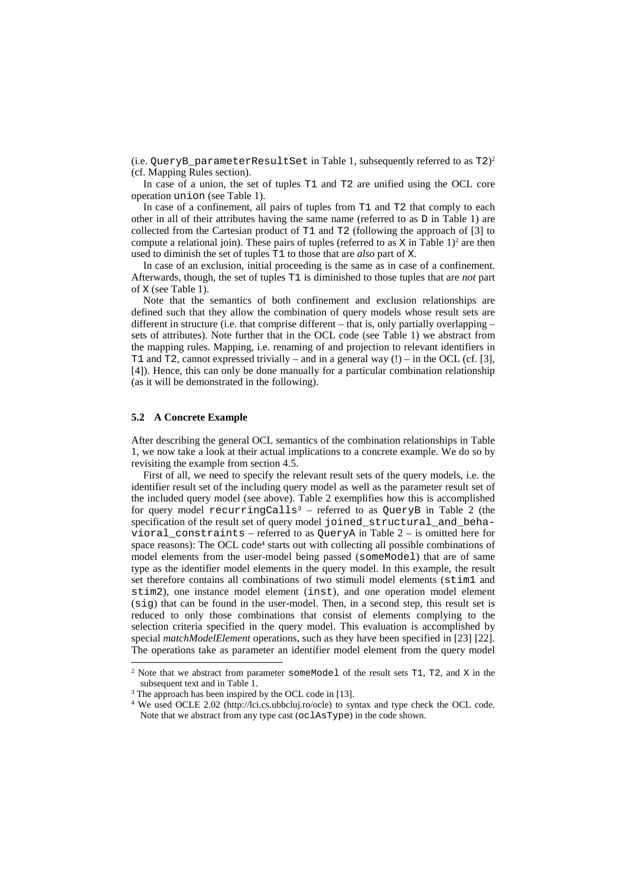(i.e. `QueryB_parameterResultSet` in Table 1, subsequently referred to as `T2`)[2] (cf. Mapping Rules section).

In case of a union, the set of tuples `T1` and `T2` are unified using the OCL core operation `union` (see Table 1).

In case of a confinement, all pairs of tuples from `T1` and `T2` that comply to each other in all of their attributes having the same name (referred to as `D` in Table 1) are collected from the Cartesian product of `T1` and `T2` (following the approach of [3] to compute a relational join). These pairs of tuples (referred to as `X` in Table 1)[2] are then used to diminish the set of tuples `T1` to those that are *also* part of `X`.

In case of an exclusion, initial proceeding is the same as in case of a confinement. Afterwards, though, the set of tuples `T1` is diminished to those tuples that are *not* part of `X` (see Table 1).

Note that the semantics of both confinement and exclusion relationships are defined such that they allow the combination of query models whose result sets are different in structure (i.e. that comprise different – that is, only partially overlapping – sets of attributes). Note further that in the OCL code (see Table 1) we abstract from the mapping rules. Mapping, i.e. renaming of and projection to relevant identifiers in `T1` and `T2`, cannot expressed trivially – and in a general way (!) – in the OCL (cf. [3], [4]). Hence, this can only be done manually for a particular combination relationship (as it will be demonstrated in the following).

### 5.2 A Concrete Example

After describing the general OCL semantics of the combination relationships in Table 1, we now take a look at their actual implications to a concrete example. We do so by revisiting the example from section 4.5.

First of all, we need to specify the relevant result sets of the query models, i.e. the identifier result set of the including query model as well as the parameter result set of the included query model (see above). Table 2 exemplifies how this is accomplished for query model `recurringCalls`[3] – referred to as `QueryB` in Table 2 (the specification of the result set of query model `joined_structural_and_behavioral_constraints` – referred to as `QueryA` in Table 2 – is omitted here for space reasons): The OCL code[4] starts out with collecting all possible combinations of model elements from the user-model being passed (`someModel`) that are of same type as the identifier model elements in the query model. In this example, the result set therefore contains all combinations of two stimuli model elements (`stim1` and `stim2`), one instance model element (`inst`), and one operation model element (`sig`) that can be found in the user-model. Then, in a second step, this result set is reduced to only those combinations that consist of elements complying to the selection criteria specified in the query model. This evaluation is accomplished by special *matchModelElement* operations, such as they have been specified in [23] [22]. The operations take as parameter an identifier model element from the query model

---

[2] Note that we abstract from parameter `someModel` of the result sets `T1`, `T2`, and `X` in the subsequent text and in Table 1.

[3] The approach has been inspired by the OCL code in [13].

[4] We used OCLE 2.02 (http://lci.cs.ubbcluj.ro/ocle) to syntax and type check the OCL code. Note that we abstract from any type cast (`oclAsType`) in the code shown.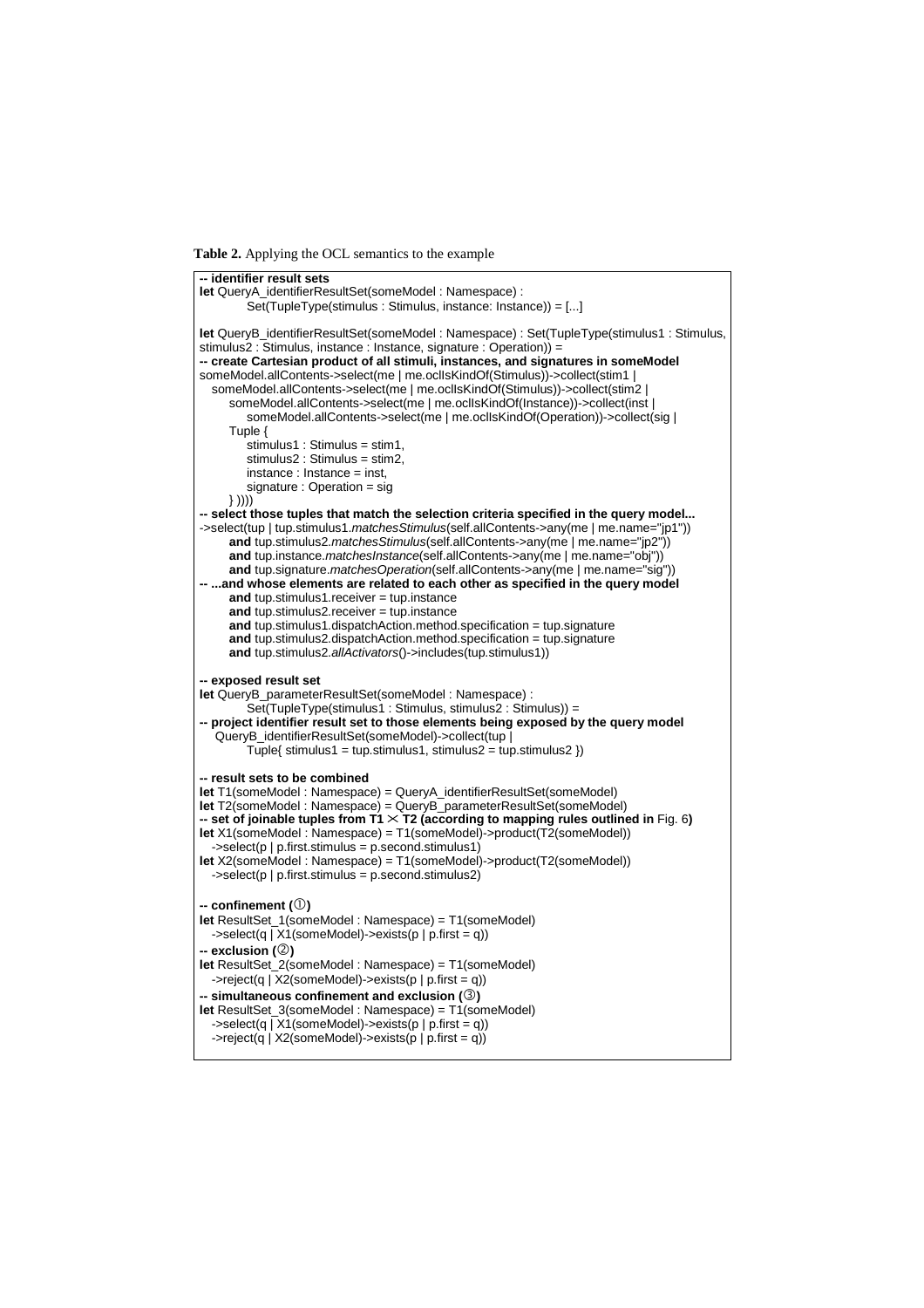**Table 2.** Applying the OCL semantics to the example

```
-- identifier result sets
let QueryA_identifierResultSet(someModel : Namespace) :
        Set(TupleType(stimulus : Stimulus, instance: Instance)) = [...]

let QueryB_identifierResultSet(someModel : Namespace) : Set(TupleType(stimulus1 : Stimulus,
stimulus2 : Stimulus, instance : Instance, signature : Operation)) =
-- create Cartesian product of all stimuli, instances, and signatures in someModel
someModel.allContents->select(me | me.oclIsKindOf(Stimulus))->collect(stim1 |
  someModel.allContents->select(me | me.oclIsKindOf(Stimulus))->collect(stim2 |
    someModel.allContents->select(me | me.oclIsKindOf(Instance))->collect(inst |
      someModel.allContents->select(me | me.oclIsKindOf(Operation))->collect(sig |
    Tuple {
      stimulus1 : Stimulus = stim1,
      stimulus2 : Stimulus = stim2,
      instance : Instance = inst,
      signature : Operation = sig
    } ))))
-- select those tuples that match the selection criteria specified in the query model...
->select(tup | tup.stimulus1.matchesStimulus(self.allContents->any(me | me.name="jp1"))
    and tup.stimulus2.matchesStimulus(self.allContents->any(me | me.name="jp2"))
    and tup.instance.matchesInstance(self.allContents->any(me | me.name="obj"))
    and tup.signature.matchesOperation(self.allContents->any(me | me.name="sig"))
-- ...and whose elements are related to each other as specified in the query model
    and tup.stimulus1.receiver = tup.instance
    and tup.stimulus2.receiver = tup.instance
    and tup.stimulus1.dispatchAction.method.specification = tup.signature
    and tup.stimulus2.dispatchAction.method.specification = tup.signature
    and tup.stimulus2.allActivators()->includes(tup.stimulus1))

-- exposed result set
let QueryB_parameterResultSet(someModel : Namespace) :
        Set(TupleType(stimulus1 : Stimulus, stimulus2 : Stimulus)) =
-- project identifier result set to those elements being exposed by the query model
  QueryB_identifierResultSet(someModel)->collect(tup |
        Tuple{ stimulus1 = tup.stimulus1, stimulus2 = tup.stimulus2 })

-- result sets to be combined
let T1(someModel : Namespace) = QueryA_identifierResultSet(someModel)
let T2(someModel : Namespace) = QueryB_parameterResultSet(someModel)
-- set of joinable tuples from T1 × T2 (according to mapping rules outlined in Fig. 6)
let X1(someModel : Namespace) = T1(someModel)->product(T2(someModel))
  ->select(p | p.first.stimulus = p.second.stimulus1)
let X2(someModel : Namespace) = T1(someModel)->product(T2(someModel))
  ->select(p | p.first.stimulus = p.second.stimulus2)

-- confinement (①)
let ResultSet_1(someModel : Namespace) = T1(someModel)
  ->select(q | X1(someModel)->exists(p | p.first = q))
-- exclusion (②)
let ResultSet_2(someModel : Namespace) = T1(someModel)
  ->reject(q | X2(someModel)->exists(p | p.first = q))
-- simultaneous confinement and exclusion (③)
let ResultSet_3(someModel : Namespace) = T1(someModel)
  ->select(q | X1(someModel)->exists(p | p.first = q))
  ->reject(q | X2(someModel)->exists(p | p.first = q))
```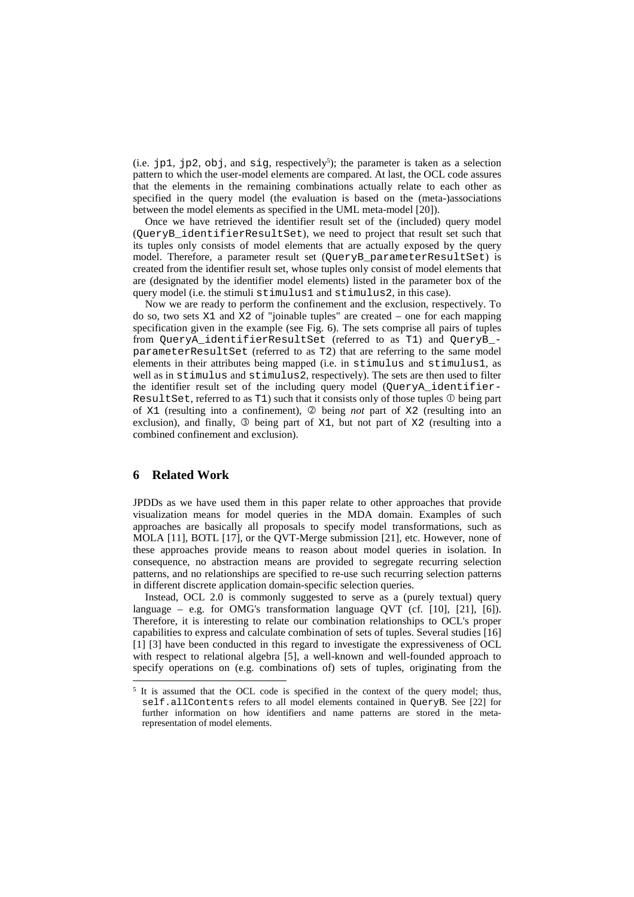(i.e. jp1, jp2, obj, and sig, respectively[5]); the parameter is taken as a selection pattern to which the user-model elements are compared. At last, the OCL code assures that the elements in the remaining combinations actually relate to each other as specified in the query model (the evaluation is based on the (meta-)associations between the model elements as specified in the UML meta-model [20]).

Once we have retrieved the identifier result set of the (included) query model (QueryB_identifierResultSet), we need to project that result set such that its tuples only consists of model elements that are actually exposed by the query model. Therefore, a parameter result set (QueryB_parameterResultSet) is created from the identifier result set, whose tuples only consist of model elements that are (designated by the identifier model elements) listed in the parameter box of the query model (i.e. the stimuli stimulus1 and stimulus2, in this case).

Now we are ready to perform the confinement and the exclusion, respectively. To do so, two sets X1 and X2 of "joinable tuples" are created – one for each mapping specification given in the example (see Fig. 6). The sets comprise all pairs of tuples from QueryA_identifierResultSet (referred to as T1) and QueryB_parameterResultSet (referred to as T2) that are referring to the same model elements in their attributes being mapped (i.e. in stimulus and stimulus1, as well as in stimulus and stimulus2, respectively). The sets are then used to filter the identifier result set of the including query model (QueryA_identifierResultSet, referred to as T1) such that it consists only of those tuples ① being part of X1 (resulting into a confinement), ② being *not* part of X2 (resulting into an exclusion), and finally, ③ being part of X1, but not part of X2 (resulting into a combined confinement and exclusion).

## 6 Related Work

JPDDs as we have used them in this paper relate to other approaches that provide visualization means for model queries in the MDA domain. Examples of such approaches are basically all proposals to specify model transformations, such as MOLA [11], BOTL [17], or the QVT-Merge submission [21], etc. However, none of these approaches provide means to reason about model queries in isolation. In consequence, no abstraction means are provided to segregate recurring selection patterns, and no relationships are specified to re-use such recurring selection patterns in different discrete application domain-specific selection queries.

Instead, OCL 2.0 is commonly suggested to serve as a (purely textual) query language – e.g. for OMG's transformation language QVT (cf. [10], [21], [6]). Therefore, it is interesting to relate our combination relationships to OCL's proper capabilities to express and calculate combination of sets of tuples. Several studies [16] [1] [3] have been conducted in this regard to investigate the expressiveness of OCL with respect to relational algebra [5], a well-known and well-founded approach to specify operations on (e.g. combinations of) sets of tuples, originating from the

[5] It is assumed that the OCL code is specified in the context of the query model; thus, self.allContents refers to all model elements contained in QueryB. See [22] for further information on how identifiers and name patterns are stored in the meta-representation of model elements.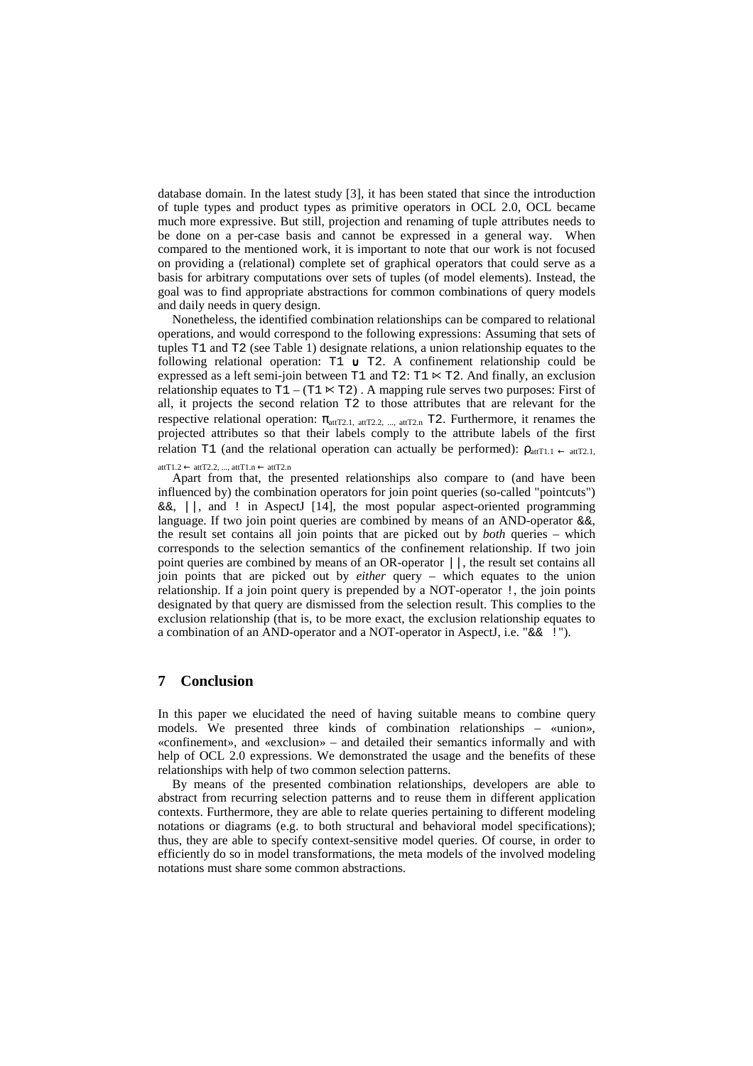database domain. In the latest study [3], it has been stated that since the introduction of tuple types and product types as primitive operators in OCL 2.0, OCL became much more expressive. But still, projection and renaming of tuple attributes needs to be done on a per-case basis and cannot be expressed in a general way. When compared to the mentioned work, it is important to note that our work is not focused on providing a (relational) complete set of graphical operators that could serve as a basis for arbitrary computations over sets of tuples (of model elements). Instead, the goal was to find appropriate abstractions for common combinations of query models and daily needs in query design.

Nonetheless, the identified combination relationships can be compared to relational operations, and would correspond to the following expressions: Assuming that sets of tuples `T1` and `T2` (see Table 1) designate relations, a union relationship equates to the following relational operation: $T1 \cup T2$. A confinement relationship could be expressed as a left semi-join between `T1` and `T2`: $T1 \ltimes T2$. And finally, an exclusion relationship equates to $T1 - (T1 \ltimes T2)$. A mapping rule serves two purposes: First of all, it projects the second relation `T2` to those attributes that are relevant for the respective relational operation: $\pi_{attT2.1,\ attT2.2,\ \ldots,\ attT2.n}\ T2$. Furthermore, it renames the projected attributes so that their labels comply to the attribute labels of the first relation `T1` (and the relational operation can actually be performed): $\rho_{attT1.1 \leftarrow attT2.1,\ attT1.2 \leftarrow attT2.2,\ \ldots,\ attT1.n \leftarrow attT2.n}$

Apart from that, the presented relationships also compare to (and have been influenced by) the combination operators for join point queries (so-called "pointcuts") `&&`, `||`, and `!` in AspectJ [14], the most popular aspect-oriented programming language. If two join point queries are combined by means of an AND-operator `&&`, the result set contains all join points that are picked out by *both* queries – which corresponds to the selection semantics of the confinement relationship. If two join point queries are combined by means of an OR-operator `||`, the result set contains all join points that are picked out by *either* query – which equates to the union relationship. If a join point query is prepended by a NOT-operator `!`, the join points designated by that query are dismissed from the selection result. This complies to the exclusion relationship (that is, to be more exact, the exclusion relationship equates to a combination of an AND-operator and a NOT-operator in AspectJ, i.e. "`&& !`").

## 7 Conclusion

In this paper we elucidated the need of having suitable means to combine query models. We presented three kinds of combination relationships – «union», «confinement», and «exclusion» – and detailed their semantics informally and with help of OCL 2.0 expressions. We demonstrated the usage and the benefits of these relationships with help of two common selection patterns.

By means of the presented combination relationships, developers are able to abstract from recurring selection patterns and to reuse them in different application contexts. Furthermore, they are able to relate queries pertaining to different modeling notations or diagrams (e.g. to both structural and behavioral model specifications); thus, they are able to specify context-sensitive model queries. Of course, in order to efficiently do so in model transformations, the meta models of the involved modeling notations must share some common abstractions.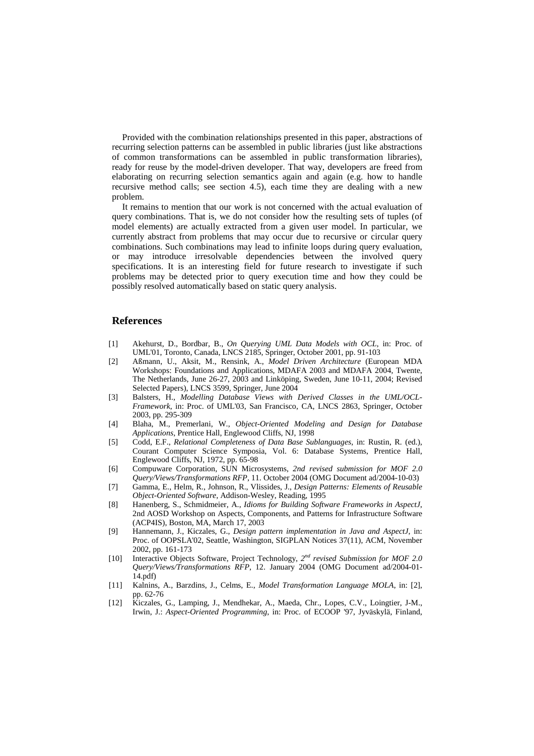Provided with the combination relationships presented in this paper, abstractions of recurring selection patterns can be assembled in public libraries (just like abstractions of common transformations can be assembled in public transformation libraries), ready for reuse by the model-driven developer. That way, developers are freed from elaborating on recurring selection semantics again and again (e.g. how to handle recursive method calls; see section 4.5), each time they are dealing with a new problem.

It remains to mention that our work is not concerned with the actual evaluation of query combinations. That is, we do not consider how the resulting sets of tuples (of model elements) are actually extracted from a given user model. In particular, we currently abstract from problems that may occur due to recursive or circular query combinations. Such combinations may lead to infinite loops during query evaluation, or may introduce irresolvable dependencies between the involved query specifications. It is an interesting field for future research to investigate if such problems may be detected prior to query execution time and how they could be possibly resolved automatically based on static query analysis.

## References

[1] Akehurst, D., Bordbar, B., *On Querying UML Data Models with OCL*, in: Proc. of UML'01, Toronto, Canada, LNCS 2185, Springer, October 2001, pp. 91-103

[2] Aßmann, U., Aksit, M., Rensink, A., *Model Driven Architecture* (European MDA Workshops: Foundations and Applications, MDAFA 2003 and MDAFA 2004, Twente, The Netherlands, June 26-27, 2003 and Linköping, Sweden, June 10-11, 2004; Revised Selected Papers), LNCS 3599, Springer, June 2004

[3] Balsters, H., *Modelling Database Views with Derived Classes in the UML/OCL-Framework*, in: Proc. of UML'03, San Francisco, CA, LNCS 2863, Springer, October 2003, pp. 295-309

[4] Blaha, M., Premerlani, W., *Object-Oriented Modeling and Design for Database Applications*, Prentice Hall, Englewood Cliffs, NJ, 1998

[5] Codd, E.F., *Relational Completeness of Data Base Sublanguages*, in: Rustin, R. (ed.), Courant Computer Science Symposia, Vol. 6: Database Systems, Prentice Hall, Englewood Cliffs, NJ, 1972, pp. 65-98

[6] Compuware Corporation, SUN Microsystems, *2nd revised submission for MOF 2.0 Query/Views/Transformations RFP*, 11. October 2004 (OMG Document ad/2004-10-03)

[7] Gamma, E., Helm, R., Johnson, R., Vlissides, J., *Design Patterns: Elements of Reusable Object-Oriented Software*, Addison-Wesley, Reading, 1995

[8] Hanenberg, S., Schmidmeier, A., *Idioms for Building Software Frameworks in AspectJ*, 2nd AOSD Workshop on Aspects, Components, and Patterns for Infrastructure Software (ACP4IS), Boston, MA, March 17, 2003

[9] Hannemann, J., Kiczales, G., *Design pattern implementation in Java and AspectJ*, in: Proc. of OOPSLA'02, Seattle, Washington, SIGPLAN Notices 37(11), ACM, November 2002, pp. 161-173

[10] Interactive Objects Software, Project Technology, *2nd revised Submission for MOF 2.0 Query/Views/Transformations RFP*, 12. January 2004 (OMG Document ad/2004-01-14.pdf)

[11] Kalnins, A., Barzdins, J., Celms, E., *Model Transformation Language MOLA*, in: [2], pp. 62-76

[12] Kiczales, G., Lamping, J., Mendhekar, A., Maeda, Chr., Lopes, C.V., Loingtier, J-M., Irwin, J.: *Aspect-Oriented Programming*, in: Proc. of ECOOP '97, Jyväskylä, Finland,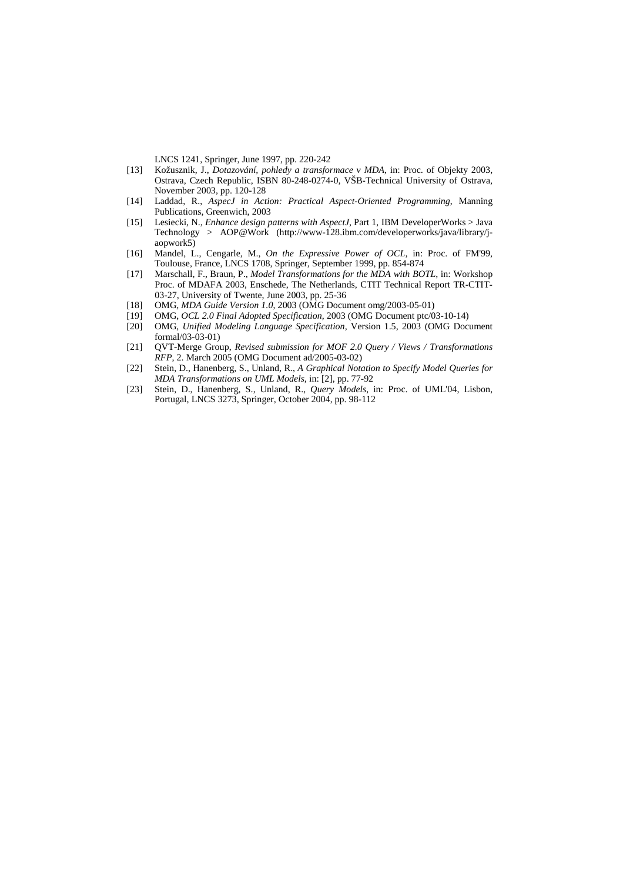LNCS 1241, Springer, June 1997, pp. 220-242

[13] Kožusznik, J., *Dotazování, pohledy a transformace v MDA*, in: Proc. of Objekty 2003, Ostrava, Czech Republic, ISBN 80-248-0274-0, VŠB-Technical University of Ostrava, November 2003, pp. 120-128

[14] Laddad, R., *AspecJ in Action: Practical Aspect-Oriented Programming*, Manning Publications, Greenwich, 2003

[15] Lesiecki, N., *Enhance design patterns with AspectJ*, Part 1, IBM DeveloperWorks > Java Technology > AOP@Work (http://www-128.ibm.com/developerworks/java/library/j-aopwork5)

[16] Mandel, L., Cengarle, M., *On the Expressive Power of OCL*, in: Proc. of FM'99, Toulouse, France, LNCS 1708, Springer, September 1999, pp. 854-874

[17] Marschall, F., Braun, P., *Model Transformations for the MDA with BOTL*, in: Workshop Proc. of MDAFA 2003, Enschede, The Netherlands, CTIT Technical Report TR-CTIT-03-27, University of Twente, June 2003, pp. 25-36

[18] OMG, *MDA Guide Version 1.0*, 2003 (OMG Document omg/2003-05-01)

[19] OMG, *OCL 2.0 Final Adopted Specification*, 2003 (OMG Document ptc/03-10-14)

[20] OMG, *Unified Modeling Language Specification*, Version 1.5, 2003 (OMG Document formal/03-03-01)

[21] QVT-Merge Group, *Revised submission for MOF 2.0 Query / Views / Transformations RFP*, 2. March 2005 (OMG Document ad/2005-03-02)

[22] Stein, D., Hanenberg, S., Unland, R., *A Graphical Notation to Specify Model Queries for MDA Transformations on UML Models*, in: [2], pp. 77-92

[23] Stein, D., Hanenberg, S., Unland, R., *Query Models*, in: Proc. of UML'04, Lisbon, Portugal, LNCS 3273, Springer, October 2004, pp. 98-112